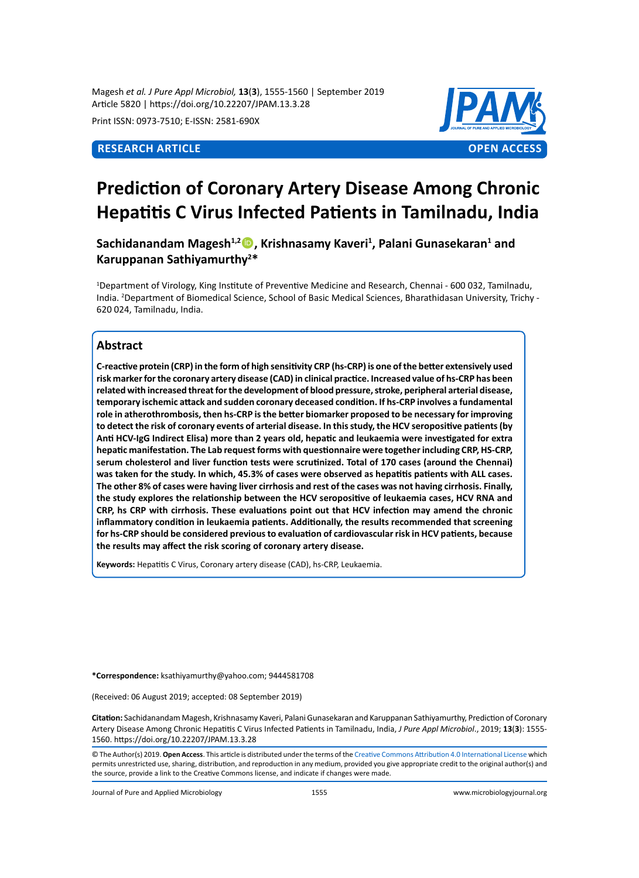Magesh *et al. J Pure Appl Microbiol,* **13**(**3**), 1555-1560 | September 2019
Article 5820 | https://doi.org/10.22207/JPAM.13.3.28

Print ISSN: 0973-7510; E-ISSN: 2581-690X

**RESEARCH ARTICLE** **OPEN ACCESS**

# Prediction of Coronary Artery Disease Among Chronic Hepatitis C Virus Infected Patients in Tamilnadu, India

**Sachidanandam Magesh[1,2], Krishnasamy Kaveri[1], Palani Gunasekaran[1] and Karuppanan Sathiyamurthy[2]***

[1]Department of Virology, King Institute of Preventive Medicine and Research, Chennai - 600 032, Tamilnadu, India. [2]Department of Biomedical Science, School of Basic Medical Sciences, Bharathidasan University, Trichy - 620 024, Tamilnadu, India.

## Abstract

**C-reactive protein (CRP) in the form of high sensitivity CRP (hs-CRP) is one of the better extensively used risk marker for the coronary artery disease (CAD) in clinical practice. Increased value of hs-CRP has been related with increased threat for the development of blood pressure, stroke, peripheral arterial disease, temporary ischemic attack and sudden coronary deceased condition. If hs-CRP involves a fundamental role in atherothrombosis, then hs-CRP is the better biomarker proposed to be necessary for improving to detect the risk of coronary events of arterial disease. In this study, the HCV seropositive patients (by Anti HCV-IgG Indirect Elisa) more than 2 years old, hepatic and leukaemia were investigated for extra hepatic manifestation. The Lab request forms with questionnaire were together including CRP, HS-CRP, serum cholesterol and liver function tests were scrutinized. Total of 170 cases (around the Chennai) was taken for the study. In which, 45.3% of cases were observed as hepatitis patients with ALL cases. The other 8% of cases were having liver cirrhosis and rest of the cases was not having cirrhosis. Finally, the study explores the relationship between the HCV seropositive of leukaemia cases, HCV RNA and CRP, hs CRP with cirrhosis. These evaluations point out that HCV infection may amend the chronic inflammatory condition in leukaemia patients. Additionally, the results recommended that screening for hs-CRP should be considered previous to evaluation of cardiovascular risk in HCV patients, because the results may affect the risk scoring of coronary artery disease.**

**Keywords:** Hepatitis C Virus, Coronary artery disease (CAD), hs-CRP, Leukaemia.

***Correspondence:** ksathiyamurthy@yahoo.com; 9444581708

(Received: 06 August 2019; accepted: 08 September 2019)

**Citation:** Sachidanandam Magesh, Krishnasamy Kaveri, Palani Gunasekaran and Karuppanan Sathiyamurthy, Prediction of Coronary Artery Disease Among Chronic Hepatitis C Virus Infected Patients in Tamilnadu, India, *J Pure Appl Microbiol*., 2019; **13**(**3**): 1555-1560. https://doi.org/10.22207/JPAM.13.3.28

© The Author(s) 2019. **Open Access**. This article is distributed under the terms of the Creative Commons Attribution 4.0 International License which permits unrestricted use, sharing, distribution, and reproduction in any medium, provided you give appropriate credit to the original author(s) and the source, provide a link to the Creative Commons license, and indicate if changes were made.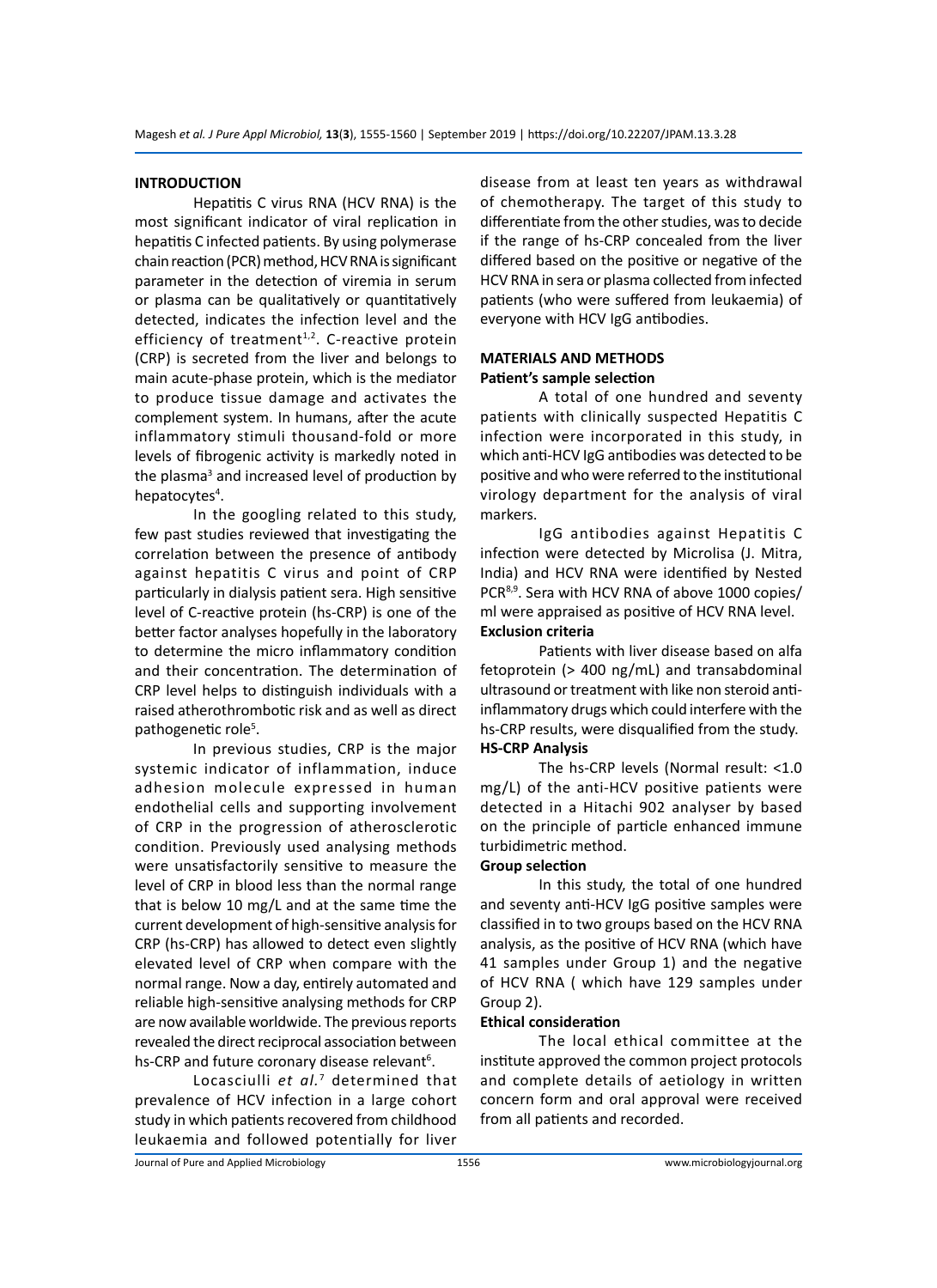## INTRODUCTION

Hepatitis C virus RNA (HCV RNA) is the most significant indicator of viral replication in hepatitis C infected patients. By using polymerase chain reaction (PCR) method, HCV RNA is significant parameter in the detection of viremia in serum or plasma can be qualitatively or quantitatively detected, indicates the infection level and the efficiency of treatment[1,2]. C-reactive protein (CRP) is secreted from the liver and belongs to main acute-phase protein, which is the mediator to produce tissue damage and activates the complement system. In humans, after the acute inflammatory stimuli thousand-fold or more levels of fibrogenic activity is markedly noted in the plasma[3] and increased level of production by hepatocytes[4].

In the googling related to this study, few past studies reviewed that investigating the correlation between the presence of antibody against hepatitis C virus and point of CRP particularly in dialysis patient sera. High sensitive level of C-reactive protein (hs-CRP) is one of the better factor analyses hopefully in the laboratory to determine the micro inflammatory condition and their concentration. The determination of CRP level helps to distinguish individuals with a raised atherothrombotic risk and as well as direct pathogenetic role[5].

In previous studies, CRP is the major systemic indicator of inflammation, induce adhesion molecule expressed in human endothelial cells and supporting involvement of CRP in the progression of atherosclerotic condition. Previously used analysing methods were unsatisfactorily sensitive to measure the level of CRP in blood less than the normal range that is below 10 mg/L and at the same time the current development of high-sensitive analysis for CRP (hs-CRP) has allowed to detect even slightly elevated level of CRP when compare with the normal range. Now a day, entirely automated and reliable high-sensitive analysing methods for CRP are now available worldwide. The previous reports revealed the direct reciprocal association between hs-CRP and future coronary disease relevant[6].

Locasciulli *et al.*[7] determined that prevalence of HCV infection in a large cohort study in which patients recovered from childhood leukaemia and followed potentially for liver disease from at least ten years as withdrawal of chemotherapy. The target of this study to differentiate from the other studies, was to decide if the range of hs-CRP concealed from the liver differed based on the positive or negative of the HCV RNA in sera or plasma collected from infected patients (who were suffered from leukaemia) of everyone with HCV IgG antibodies.

## MATERIALS AND METHODS

### Patient's sample selection

A total of one hundred and seventy patients with clinically suspected Hepatitis C infection were incorporated in this study, in which anti-HCV IgG antibodies was detected to be positive and who were referred to the institutional virology department for the analysis of viral markers.

IgG antibodies against Hepatitis C infection were detected by Microlisa (J. Mitra, India) and HCV RNA were identified by Nested PCR[8,9]. Sera with HCV RNA of above 1000 copies/ml were appraised as positive of HCV RNA level.

### Exclusion criteria

Patients with liver disease based on alfa fetoprotein (> 400 ng/mL) and transabdominal ultrasound or treatment with like non steroid anti-inflammatory drugs which could interfere with the hs-CRP results, were disqualified from the study.

### HS-CRP Analysis

The hs-CRP levels (Normal result: <1.0 mg/L) of the anti-HCV positive patients were detected in a Hitachi 902 analyser by based on the principle of particle enhanced immune turbidimetric method.

### Group selection

In this study, the total of one hundred and seventy anti-HCV IgG positive samples were classified in to two groups based on the HCV RNA analysis, as the positive of HCV RNA (which have 41 samples under Group 1) and the negative of HCV RNA ( which have 129 samples under Group 2).

### Ethical consideration

The local ethical committee at the institute approved the common project protocols and complete details of aetiology in written concern form and oral approval were received from all patients and recorded.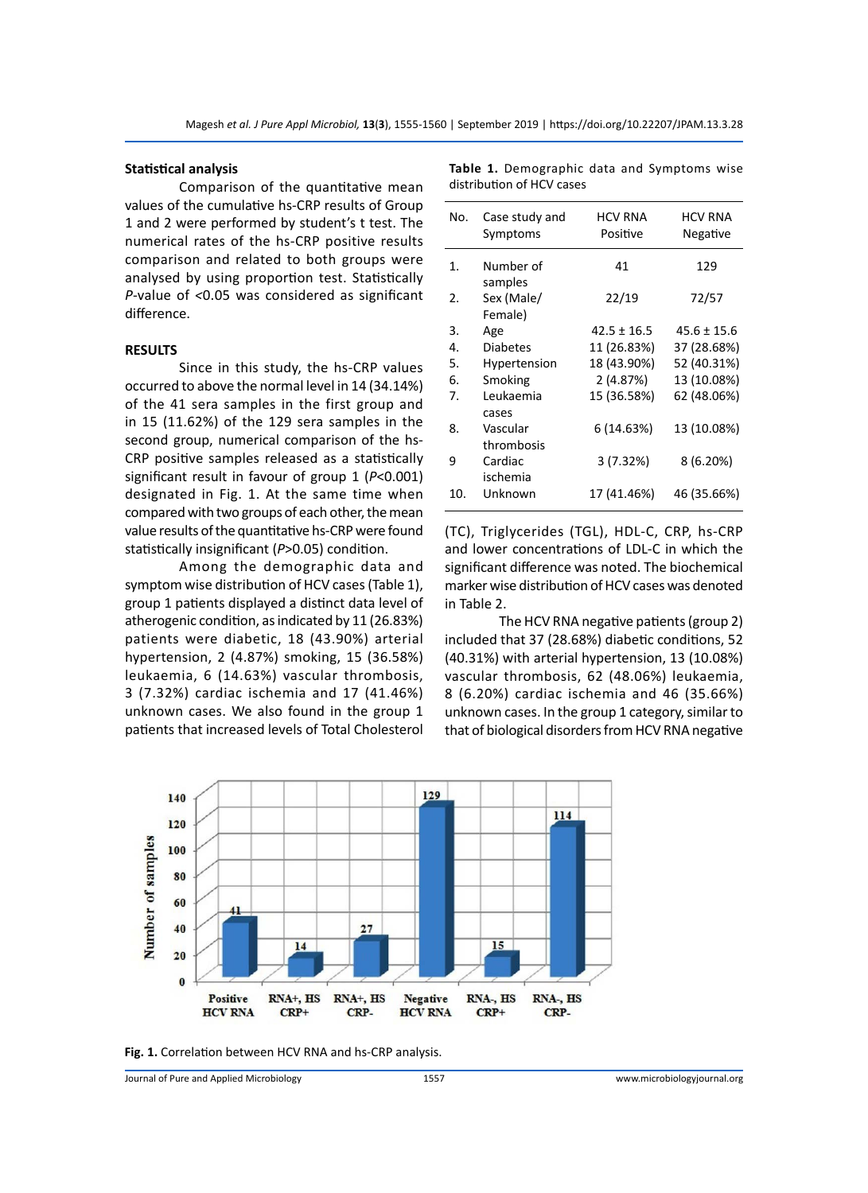### Statistical analysis

Comparison of the quantitative mean values of the cumulative hs-CRP results of Group 1 and 2 were performed by student's t test. The numerical rates of the hs-CRP positive results comparison and related to both groups were analysed by using proportion test. Statistically *P*-value of <0.05 was considered as significant difference.

## RESULTS

Since in this study, the hs-CRP values occurred to above the normal level in 14 (34.14%) of the 41 sera samples in the first group and in 15 (11.62%) of the 129 sera samples in the second group, numerical comparison of the hs-CRP positive samples released as a statistically significant result in favour of group 1 (*P*<0.001) designated in Fig. 1. At the same time when compared with two groups of each other, the mean value results of the quantitative hs-CRP were found statistically insignificant (*P*>0.05) condition.

Among the demographic data and symptom wise distribution of HCV cases (Table 1), group 1 patients displayed a distinct data level of atherogenic condition, as indicated by 11 (26.83%) patients were diabetic, 18 (43.90%) arterial hypertension, 2 (4.87%) smoking, 15 (36.58%) leukaemia, 6 (14.63%) vascular thrombosis, 3 (7.32%) cardiac ischemia and 17 (41.46%) unknown cases. We also found in the group 1 patients that increased levels of Total Cholesterol (TC), Triglycerides (TGL), HDL-C, CRP, hs-CRP and lower concentrations of LDL-C in which the significant difference was noted. The biochemical marker wise distribution of HCV cases was denoted in Table 2.

**Table 1.** Demographic data and Symptoms wise distribution of HCV cases

| No. | Case study and Symptoms | HCV RNA Positive | HCV RNA Negative |
|---|---|---|---|
| 1. | Number of samples | 41 | 129 |
| 2. | Sex (Male/ Female) | 22/19 | 72/57 |
| 3. | Age | 42.5 ± 16.5 | 45.6 ± 15.6 |
| 4. | Diabetes | 11 (26.83%) | 37 (28.68%) |
| 5. | Hypertension | 18 (43.90%) | 52 (40.31%) |
| 6. | Smoking | 2 (4.87%) | 13 (10.08%) |
| 7. | Leukaemia cases | 15 (36.58%) | 62 (48.06%) |
| 8. | Vascular thrombosis | 6 (14.63%) | 13 (10.08%) |
| 9 | Cardiac ischemia | 3 (7.32%) | 8 (6.20%) |
| 10. | Unknown | 17 (41.46%) | 46 (35.66%) |

The HCV RNA negative patients (group 2) included that 37 (28.68%) diabetic conditions, 52 (40.31%) with arterial hypertension, 13 (10.08%) vascular thrombosis, 62 (48.06%) leukaemia, 8 (6.20%) cardiac ischemia and 46 (35.66%) unknown cases. In the group 1 category, similar to that of biological disorders from HCV RNA negative

| | Positive HCV RNA | RNA+, HS CRP+ | RNA+, HS CRP- | Negative HCV RNA | RNA-, HS CRP+ | RNA-, HS CRP- |
|---|---|---|---|---|---|---|
| Number of samples | 41 | 14 | 27 | 129 | 15 | 114 |

**Fig. 1.** Correlation between HCV RNA and hs-CRP analysis.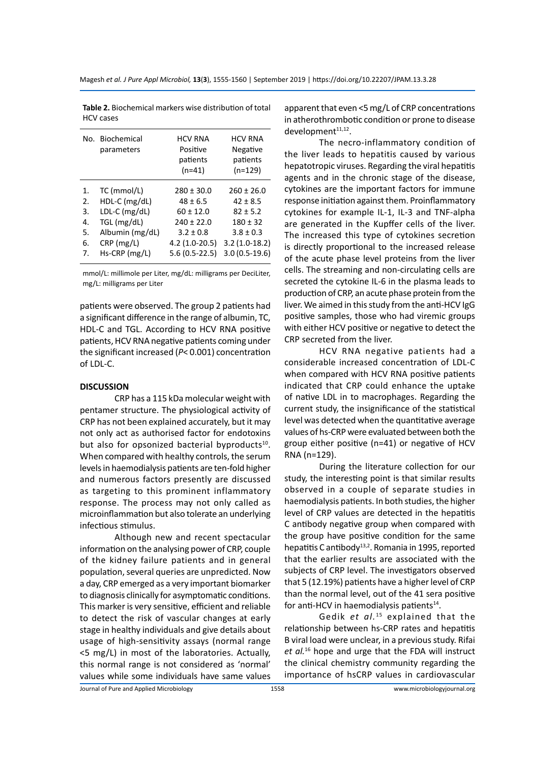**Table 2.** Biochemical markers wise distribution of total HCV cases

| No. | Biochemical parameters | HCV RNA Positive patients (n=41) | HCV RNA Negative patients (n=129) |
|---|---|---|---|
| 1. | TC (mmol/L) | 280 ± 30.0 | 260 ± 26.0 |
| 2. | HDL-C (mg/dL) | 48 ± 6.5 | 42 ± 8.5 |
| 3. | LDL-C (mg/dL) | 60 ± 12.0 | 82 ± 5.2 |
| 4. | TGL (mg/dL) | 240 ± 22.0 | 180 ± 32 |
| 5. | Albumin (mg/dL) | 3.2 ± 0.8 | 3.8 ± 0.3 |
| 6. | CRP (mg/L) | 4.2 (1.0-20.5) | 3.2 (1.0-18.2) |
| 7. | Hs-CRP (mg/L) | 5.6 (0.5-22.5) | 3.0 (0.5-19.6) |

mmol/L: millimole per Liter, mg/dL: milligrams per DeciLiter, mg/L: milligrams per Liter

patients were observed. The group 2 patients had a significant difference in the range of albumin, TC, HDL-C and TGL. According to HCV RNA positive patients, HCV RNA negative patients coming under the significant increased ($P< 0.001$) concentration of LDL-C.

## DISCUSSION

CRP has a 115 kDa molecular weight with pentamer structure. The physiological activity of CRP has not been explained accurately, but it may not only act as authorised factor for endotoxins but also for opsonized bacterial byproducts[10]. When compared with healthy controls, the serum levels in haemodialysis patients are ten-fold higher and numerous factors presently are discussed as targeting to this prominent inflammatory response. The process may not only called as microinflammation but also tolerate an underlying infectious stimulus.

Although new and recent spectacular information on the analysing power of CRP, couple of the kidney failure patients and in general population, several queries are unpredicted. Now a day, CRP emerged as a very important biomarker to diagnosis clinically for asymptomatic conditions. This marker is very sensitive, efficient and reliable to detect the risk of vascular changes at early stage in healthy individuals and give details about usage of high-sensitivity assays (normal range <5 mg/L) in most of the laboratories. Actually, this normal range is not considered as 'normal' values while some individuals have same values apparent that even <5 mg/L of CRP concentrations in atherothrombotic condition or prone to disease development[11,12].

The necro-inflammatory condition of the liver leads to hepatitis caused by various hepatotropic viruses. Regarding the viral hepatitis agents and in the chronic stage of the disease, cytokines are the important factors for immune response initiation against them. Proinflammatory cytokines for example IL-1, IL-3 and TNF-alpha are generated in the Kupffer cells of the liver. The increased this type of cytokines secretion is directly proportional to the increased release of the acute phase level proteins from the liver cells. The streaming and non-circulating cells are secreted the cytokine IL-6 in the plasma leads to production of CRP, an acute phase protein from the liver. We aimed in this study from the anti-HCV IgG positive samples, those who had viremic groups with either HCV positive or negative to detect the CRP secreted from the liver.

HCV RNA negative patients had a considerable increased concentration of LDL-C when compared with HCV RNA positive patients indicated that CRP could enhance the uptake of native LDL in to macrophages. Regarding the current study, the insignificance of the statistical level was detected when the quantitative average values of hs-CRP were evaluated between both the group either positive (n=41) or negative of HCV RNA (n=129).

During the literature collection for our study, the interesting point is that similar results observed in a couple of separate studies in haemodialysis patients. In both studies, the higher level of CRP values are detected in the hepatitis C antibody negative group when compared with the group have positive condition for the same hepatitis C antibody[13,2]. Romania in 1995, reported that the earlier results are associated with the subjects of CRP level. The investigators observed that 5 (12.19%) patients have a higher level of CRP than the normal level, out of the 41 sera positive for anti-HCV in haemodialysis patients[14].

Gedik *et al.*[15] explained that the relationship between hs-CRP rates and hepatitis B viral load were unclear, in a previous study. Rifai *et al.*[16] hope and urge that the FDA will instruct the clinical chemistry community regarding the importance of hsCRP values in cardiovascular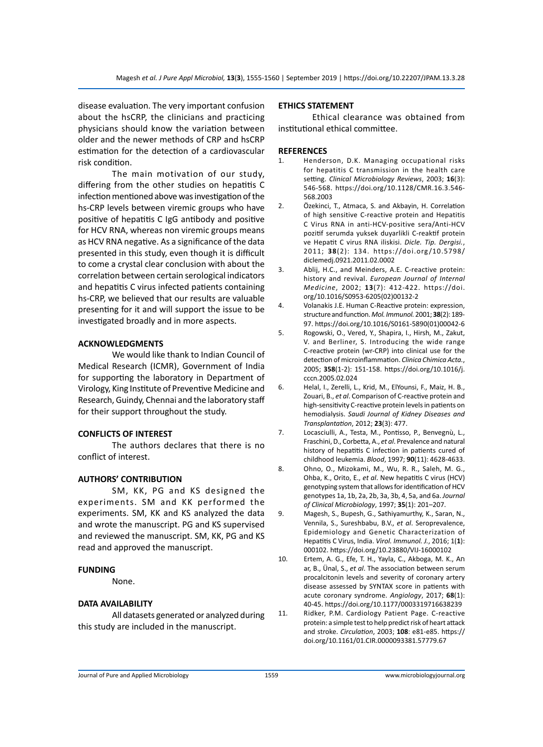disease evaluation. The very important confusion about the hsCRP, the clinicians and practicing physicians should know the variation between older and the newer methods of CRP and hsCRP estimation for the detection of a cardiovascular risk condition.

The main motivation of our study, differing from the other studies on hepatitis C infection mentioned above was investigation of the hs-CRP levels between viremic groups who have positive of hepatitis C IgG antibody and positive for HCV RNA, whereas non viremic groups means as HCV RNA negative. As a significance of the data presented in this study, even though it is difficult to come a crystal clear conclusion with about the correlation between certain serological indicators and hepatitis C virus infected patients containing hs-CRP, we believed that our results are valuable presenting for it and will support the issue to be investigated broadly and in more aspects.

## ACKNOWLEDGMENTS

We would like thank to Indian Council of Medical Research (ICMR), Government of India for supporting the laboratory in Department of Virology, King Institute of Preventive Medicine and Research, Guindy, Chennai and the laboratory staff for their support throughout the study.

## CONFLICTS OF INTEREST

The authors declares that there is no conflict of interest.

## AUTHORS' CONTRIBUTION

SM, KK, PG and KS designed the experiments. SM and KK performed the experiments. SM, KK and KS analyzed the data and wrote the manuscript. PG and KS supervised and reviewed the manuscript. SM, KK, PG and KS read and approved the manuscript.

## FUNDING

None.

## DATA AVAILABILITY

All datasets generated or analyzed during this study are included in the manuscript.

## ETHICS STATEMENT

Ethical clearance was obtained from institutional ethical committee.

## REFERENCES

1. Henderson, D.K. Managing occupational risks for hepatitis C transmission in the health care setting. *Clinical Microbiology Reviews*, 2003; **16**(3): 546-568. https://doi.org/10.1128/CMR.16.3.546-568.2003
2. Özekinci, T., Atmaca, S. and Akbayin, H. Correlation of high sensitive C-reactive protein and Hepatitis C Virus RNA in anti-HCV-positive sera/Anti-HCV pozitif serumda yuksek duyarlikli C-reaktif protein ve Hepatit C virus RNA iliskisi. *Dicle. Tip. Dergisi.*, 2011; **38**(2): 134. https://doi.org/10.5798/diclemedj.0921.2011.02.0002
3. Ablij, H.C., and Meinders, A.E. C-reactive protein: history and revival. *European Journal of Internal Medicine*, 2002; **13**(7): 412-422. https://doi.org/10.1016/S0953-6205(02)00132-2
4. Volanakis J.E. Human C-Reactive protein: expression, structure and function. *Mol. Immunol.* 2001; **38**(2): 189-97. https://doi.org/10.1016/S0161-5890(01)00042-6
5. Rogowski, O., Vered, Y., Shapira, I., Hirsh, M., Zakut, V. and Berliner, S. Introducing the wide range C-reactive protein (wr-CRP) into clinical use for the detection of microinflammation. *Clinica Chimica Acta.*, 2005; **358**(1-2): 151-158. https://doi.org/10.1016/j.cccn.2005.02.024
6. Helal, I., Zerelli, L., Krid, M., ElYounsi, F., Maiz, H. B., Zouari, B., *et al*. Comparison of C-reactive protein and high-sensitivity C-reactive protein levels in patients on hemodialysis. *Saudi Journal of Kidney Diseases and Transplantation*, 2012; **23**(3): 477.
7. Locasciulli, A., Testa, M., Pontisso, P., Benvegnù, L., Fraschini, D., Corbetta, A., *et al*. Prevalence and natural history of hepatitis C infection in patients cured of childhood leukemia. *Blood*, 1997; **90**(11): 4628-4633.
8. Ohno, O., Mizokami, M., Wu, R. R., Saleh, M. G., Ohba, K., Orito, E., *et al*. New hepatitis C virus (HCV) genotyping system that allows for identification of HCV genotypes 1a, 1b, 2a, 2b, 3a, 3b, 4, 5a, and 6a. *Journal of Clinical Microbiology*, 1997; **35**(1): 201–207.
9. Magesh, S., Bupesh, G., Sathiyamurthy, K., Saran, N., Vennila, S., Sureshbabu, B.V., *et al*. Seroprevalence, Epidemiology and Genetic Characterization of Hepatitis C Virus, India. *Virol. Immunol. J.*, 2016; 1(**1**): 000102. https://doi.org/10.23880/VIJ-16000102
10. Ertem, A. G., Efe, T. H., Yayla, C., Akboga, M. K., An ar, B., Ünal, S., *et al*. The association between serum procalcitonin levels and severity of coronary artery disease assessed by SYNTAX score in patients with acute coronary syndrome. *Angiology*, 2017; **68**(1): 40-45. https://doi.org/10.1177/0003319716638239
11. Ridker, P.M. Cardiology Patient Page. C-reactive protein: a simple test to help predict risk of heart attack and stroke. *Circulation*, 2003; **108**: e81-e85. https://doi.org/10.1161/01.CIR.0000093381.57779.67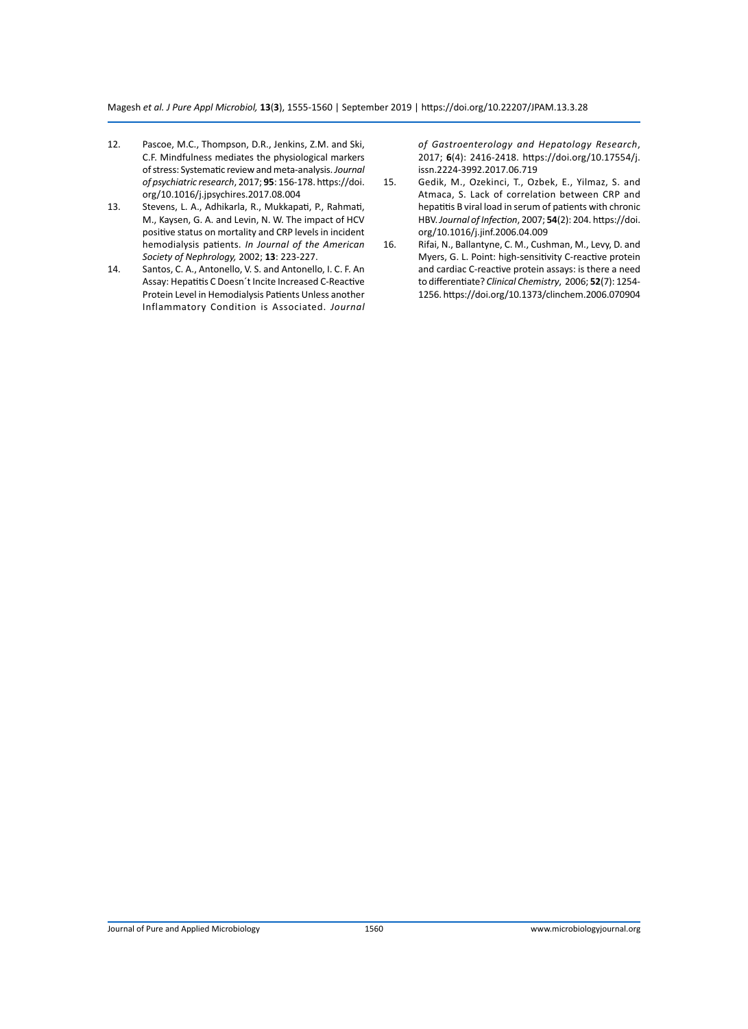12. Pascoe, M.C., Thompson, D.R., Jenkins, Z.M. and Ski, C.F. Mindfulness mediates the physiological markers of stress: Systematic review and meta-analysis. *Journal of psychiatric research*, 2017; **95**: 156-178. https://doi.org/10.1016/j.jpsychires.2017.08.004
13. Stevens, L. A., Adhikarla, R., Mukkapati, P., Rahmati, M., Kaysen, G. A. and Levin, N. W. The impact of HCV positive status on mortality and CRP levels in incident hemodialysis patients. *In Journal of the American Society of Nephrology,* 2002; **13**: 223-227.
14. Santos, C. A., Antonello, V. S. and Antonello, I. C. F. An Assay: Hepatitis C Doesn´t Incite Increased C-Reactive Protein Level in Hemodialysis Patients Unless another Inflammatory Condition is Associated. *Journal of Gastroenterology and Hepatology Research*, 2017; **6**(4): 2416-2418. https://doi.org/10.17554/j.issn.2224-3992.2017.06.719
15. Gedik, M., Ozekinci, T., Ozbek, E., Yilmaz, S. and Atmaca, S. Lack of correlation between CRP and hepatitis B viral load in serum of patients with chronic HBV. *Journal of Infection*, 2007; **54**(2): 204. https://doi.org/10.1016/j.jinf.2006.04.009
16. Rifai, N., Ballantyne, C. M., Cushman, M., Levy, D. and Myers, G. L. Point: high-sensitivity C-reactive protein and cardiac C-reactive protein assays: is there a need to differentiate? *Clinical Chemistry*, 2006; **52**(7): 1254-1256. https://doi.org/10.1373/clinchem.2006.070904